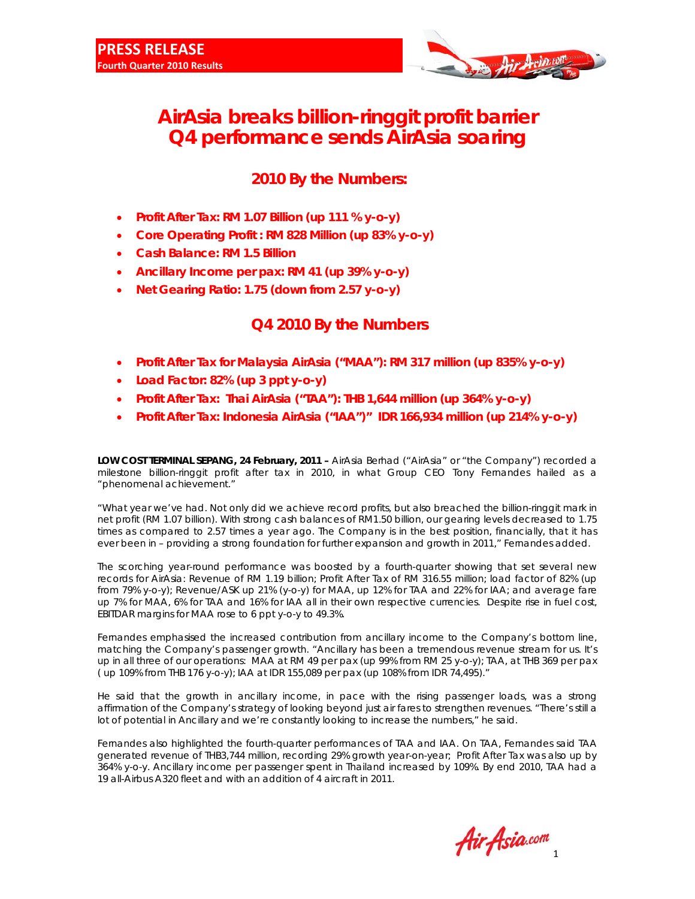**PRESS RELEASE**
**Fourth Quarter 2010 Results**

# AirAsia breaks billion-ringgit profit barrier Q4 performance sends AirAsia soaring

## 2010 By the Numbers:

- **Profit After Tax: RM 1.07 Billion (up 111 % y-o-y)**
- **Core Operating Profit : RM 828 Million (up 83% y-o-y)**
- **Cash Balance: RM 1.5 Billion**
- **Ancillary Income per pax: RM 41 (up 39% y-o-y)**
- **Net Gearing Ratio: 1.75 (down from 2.57 y-o-y)**

## Q4 2010 By the Numbers

- **Profit After Tax for Malaysia AirAsia ("MAA"): RM 317 million (up 835% y-o-y)**
- **Load Factor: 82% (up 3 ppt y-o-y)**
- **Profit After Tax: Thai AirAsia ("TAA"): THB 1,644 million (up 364% y-o-y)**
- **Profit After Tax: Indonesia AirAsia ("IAA") IDR 166,934 million (up 214% y-o-y)**

**LOW COST TERMINAL SEPANG, 24 February, 2011 –** AirAsia Berhad ("AirAsia" or "the Company") recorded a milestone billion-ringgit profit after tax in 2010, in what Group CEO Tony Fernandes hailed as a "phenomenal achievement."

"What year we've had. Not only did we achieve record profits, but also breached the billion-ringgit mark in net profit (RM 1.07 billion). With strong cash balances of RM1.50 billion, our gearing levels decreased to 1.75 times as compared to 2.57 times a year ago. The Company is in the best position, financially, that it has ever been in – providing a strong foundation for further expansion and growth in 2011," Fernandes added.

The scorching year-round performance was boosted by a fourth-quarter showing that set several new records for AirAsia: Revenue of RM 1.19 billion; Profit After Tax of RM 316.55 million; load factor of 82% (up from 79% y-o-y); Revenue/ASK up 21% (y-o-y) for MAA, up 12% for TAA and 22% for IAA; and average fare up 7% for MAA, 6% for TAA and 16% for IAA all in their own respective currencies. Despite rise in fuel cost, EBITDAR margins for MAA rose to 6 ppt y-o-y to 49.3%.

Fernandes emphasised the increased contribution from ancillary income to the Company's bottom line, matching the Company's passenger growth. "Ancillary has been a tremendous revenue stream for us. It's up in all three of our operations: MAA at RM 49 per pax (up 99% from RM 25 y-o-y); TAA, at THB 369 per pax ( up 109% from THB 176 y-o-y); IAA at IDR 155,089 per pax (up 108% from IDR 74,495)."

He said that the growth in ancillary income, in pace with the rising passenger loads, was a strong affirmation of the Company's strategy of looking beyond just air fares to strengthen revenues. "There's still a lot of potential in Ancillary and we're constantly looking to increase the numbers," he said.

Fernandes also highlighted the fourth-quarter performances of TAA and IAA. On TAA, Fernandes said TAA generated revenue of THB3,744 million, recording 29% growth year-on-year; Profit After Tax was also up by 364% y-o-y. Ancillary income per passenger spent in Thailand increased by 109%. By end 2010, TAA had a 19 all-Airbus A320 fleet and with an addition of 4 aircraft in 2011.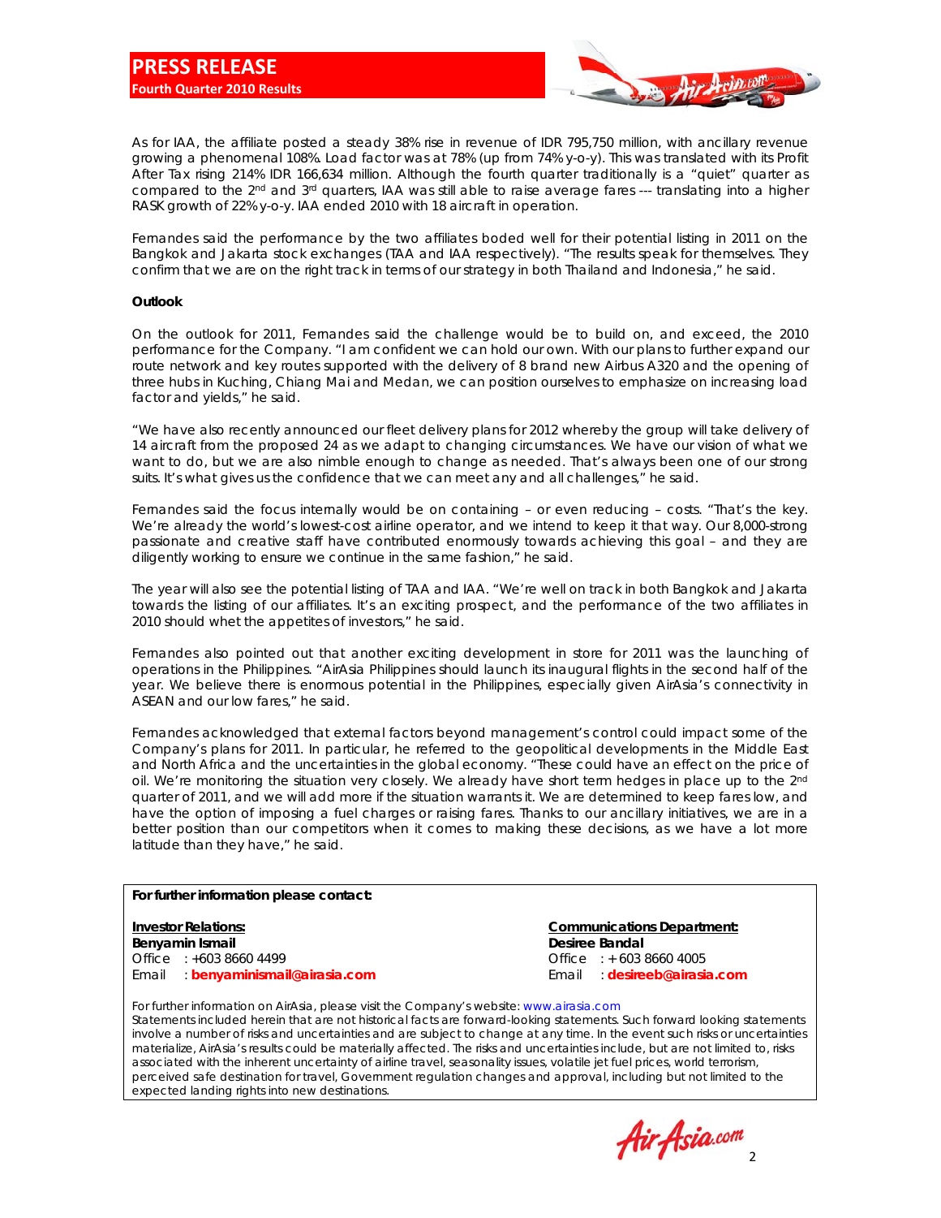As for IAA, the affiliate posted a steady 38% rise in revenue of IDR 795,750 million, with ancillary revenue growing a phenomenal 108%. Load factor was at 78% (up from 74% y-o-y). This was translated with its Profit After Tax rising 214% IDR 166,634 million. Although the fourth quarter traditionally is a "quiet" quarter as compared to the 2nd and 3rd quarters, IAA was still able to raise average fares --- translating into a higher RASK growth of 22% y-o-y. IAA ended 2010 with 18 aircraft in operation.

Fernandes said the performance by the two affiliates boded well for their potential listing in 2011 on the Bangkok and Jakarta stock exchanges (TAA and IAA respectively). "The results speak for themselves. They confirm that we are on the right track in terms of our strategy in both Thailand and Indonesia," he said.

**Outlook**

On the outlook for 2011, Fernandes said the challenge would be to build on, and exceed, the 2010 performance for the Company. "I am confident we can hold our own. With our plans to further expand our route network and key routes supported with the delivery of 8 brand new Airbus A320 and the opening of three hubs in Kuching, Chiang Mai and Medan, we can position ourselves to emphasize on increasing load factor and yields," he said.

"We have also recently announced our fleet delivery plans for 2012 whereby the group will take delivery of 14 aircraft from the proposed 24 as we adapt to changing circumstances. We have our vision of what we want to do, but we are also nimble enough to change as needed. That's always been one of our strong suits. It's what gives us the confidence that we can meet any and all challenges," he said.

Fernandes said the focus internally would be on containing – or even reducing – costs. "That's the key. We're already the world's lowest-cost airline operator, and we intend to keep it that way. Our 8,000-strong passionate and creative staff have contributed enormously towards achieving this goal – and they are diligently working to ensure we continue in the same fashion," he said.

The year will also see the potential listing of TAA and IAA. "We're well on track in both Bangkok and Jakarta towards the listing of our affiliates. It's an exciting prospect, and the performance of the two affiliates in 2010 should whet the appetites of investors," he said.

Fernandes also pointed out that another exciting development in store for 2011 was the launching of operations in the Philippines. "AirAsia Philippines should launch its inaugural flights in the second half of the year. We believe there is enormous potential in the Philippines, especially given AirAsia's connectivity in ASEAN and our low fares," he said.

Fernandes acknowledged that external factors beyond management's control could impact some of the Company's plans for 2011. In particular, he referred to the geopolitical developments in the Middle East and North Africa and the uncertainties in the global economy. "These could have an effect on the price of oil. We're monitoring the situation very closely. We already have short term hedges in place up to the 2nd quarter of 2011, and we will add more if the situation warrants it. We are determined to keep fares low, and have the option of imposing a fuel charges or raising fares. Thanks to our ancillary initiatives, we are in a better position than our competitors when it comes to making these decisions, as we have a lot more latitude than they have," he said.

**For further information please contact:**

**Investor Relations:**
**Benyamin Ismail**
Office : +603 8660 4499
Email : **benyaminismail@airasia.com**

**Communications Department:**
**Desiree Bandal**
Office : + 603 8660 4005
Email : **desireeb@airasia.com**

For further information on AirAsia, please visit the Company's website: www.airasia.com
Statements included herein that are not historical facts are forward-looking statements. Such forward looking statements involve a number of risks and uncertainties and are subject to change at any time. In the event such risks or uncertainties materialize, AirAsia's results could be materially affected. The risks and uncertainties include, but are not limited to, risks associated with the inherent uncertainty of airline travel, seasonality issues, volatile jet fuel prices, world terrorism, perceived safe destination for travel, Government regulation changes and approval, including but not limited to the expected landing rights into new destinations.